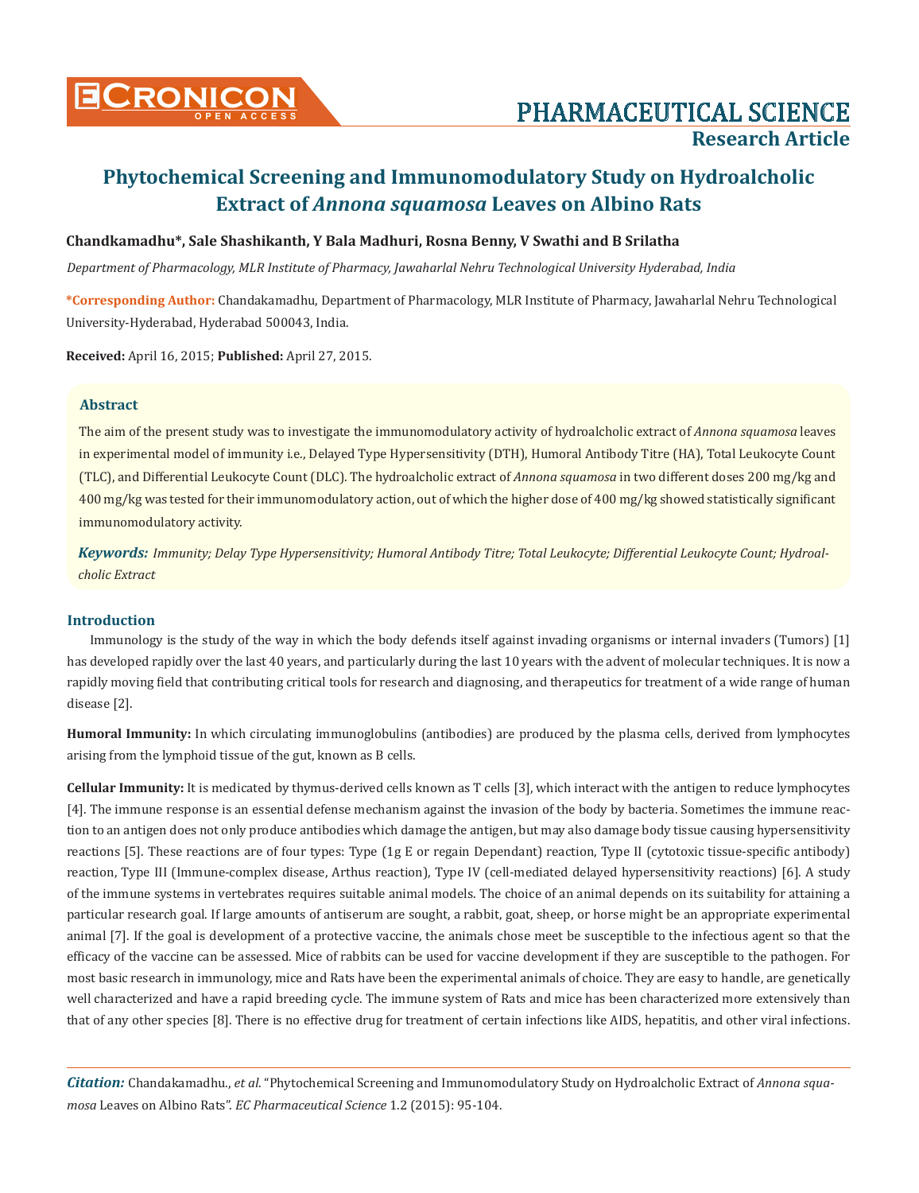# Phytochemical Screening and Immunomodulatory Study on Hydroalcholic Extract of *Annona squamosa* Leaves on Albino Rats

**Chandkamadhu\*, Sale Shashikanth, Y Bala Madhuri, Rosna Benny, V Swathi and B Srilatha**

*Department of Pharmacology, MLR Institute of Pharmacy, Jawaharlal Nehru Technological University Hyderabad, India*

**\*Corresponding Author:** Chandakamadhu, Department of Pharmacology, MLR Institute of Pharmacy, Jawaharlal Nehru Technological University-Hyderabad, Hyderabad 500043, India.

**Received:** April 16, 2015; **Published:** April 27, 2015.

## Abstract

The aim of the present study was to investigate the immunomodulatory activity of hydroalcholic extract of *Annona squamosa* leaves in experimental model of immunity i.e., Delayed Type Hypersensitivity (DTH), Humoral Antibody Titre (HA), Total Leukocyte Count (TLC), and Differential Leukocyte Count (DLC). The hydroalcholic extract of *Annona squamosa* in two different doses 200 mg/kg and 400 mg/kg was tested for their immunomodulatory action, out of which the higher dose of 400 mg/kg showed statistically significant immunomodulatory activity.

***Keywords:*** *Immunity; Delay Type Hypersensitivity; Humoral Antibody Titre; Total Leukocyte; Differential Leukocyte Count; Hydroalcholic Extract*

## Introduction

Immunology is the study of the way in which the body defends itself against invading organisms or internal invaders (Tumors) [1] has developed rapidly over the last 40 years, and particularly during the last 10 years with the advent of molecular techniques. It is now a rapidly moving field that contributing critical tools for research and diagnosing, and therapeutics for treatment of a wide range of human disease [2].

**Humoral Immunity:** In which circulating immunoglobulins (antibodies) are produced by the plasma cells, derived from lymphocytes arising from the lymphoid tissue of the gut, known as B cells.

**Cellular Immunity:** It is medicated by thymus-derived cells known as T cells [3], which interact with the antigen to reduce lymphocytes [4]. The immune response is an essential defense mechanism against the invasion of the body by bacteria. Sometimes the immune reaction to an antigen does not only produce antibodies which damage the antigen, but may also damage body tissue causing hypersensitivity reactions [5]. These reactions are of four types: Type (1g E or regain Dependant) reaction, Type II (cytotoxic tissue-specific antibody) reaction, Type III (Immune-complex disease, Arthus reaction), Type IV (cell-mediated delayed hypersensitivity reactions) [6]. A study of the immune systems in vertebrates requires suitable animal models. The choice of an animal depends on its suitability for attaining a particular research goal. If large amounts of antiserum are sought, a rabbit, goat, sheep, or horse might be an appropriate experimental animal [7]. If the goal is development of a protective vaccine, the animals chose meet be susceptible to the infectious agent so that the efficacy of the vaccine can be assessed. Mice of rabbits can be used for vaccine development if they are susceptible to the pathogen. For most basic research in immunology, mice and Rats have been the experimental animals of choice. They are easy to handle, are genetically well characterized and have a rapid breeding cycle. The immune system of Rats and mice has been characterized more extensively than that of any other species [8]. There is no effective drug for treatment of certain infections like AIDS, hepatitis, and other viral infections.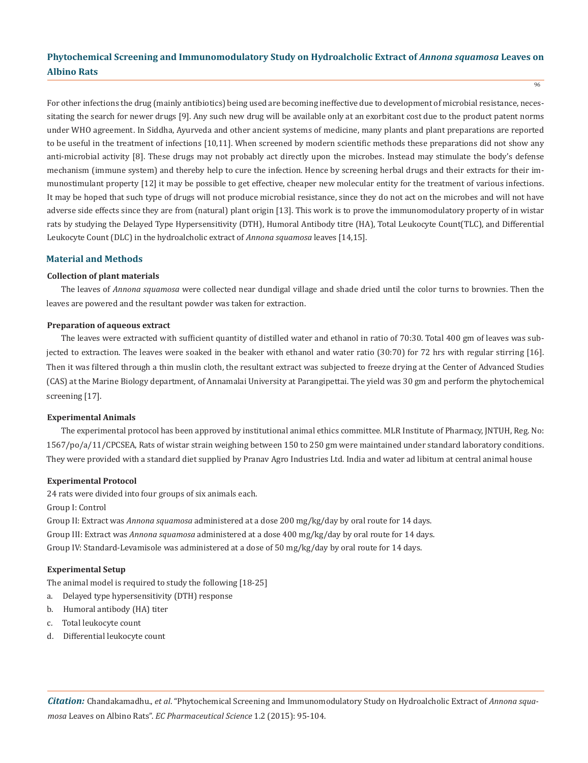For other infections the drug (mainly antibiotics) being used are becoming ineffective due to development of microbial resistance, necessitating the search for newer drugs [9]. Any such new drug will be available only at an exorbitant cost due to the product patent norms under WHO agreement. In Siddha, Ayurveda and other ancient systems of medicine, many plants and plant preparations are reported to be useful in the treatment of infections [10,11]. When screened by modern scientific methods these preparations did not show any anti-microbial activity [8]. These drugs may not probably act directly upon the microbes. Instead may stimulate the body's defense mechanism (immune system) and thereby help to cure the infection. Hence by screening herbal drugs and their extracts for their immunostimulant property [12] it may be possible to get effective, cheaper new molecular entity for the treatment of various infections. It may be hoped that such type of drugs will not produce microbial resistance, since they do not act on the microbes and will not have adverse side effects since they are from (natural) plant origin [13]. This work is to prove the immunomodulatory property of in wistar rats by studying the Delayed Type Hypersensitivity (DTH), Humoral Antibody titre (HA), Total Leukocyte Count(TLC), and Differential Leukocyte Count (DLC) in the hydroalcholic extract of *Annona squamosa* leaves [14,15].

## Material and Methods

### Collection of plant materials

The leaves of *Annona squamosa* were collected near dundigal village and shade dried until the color turns to brownies. Then the leaves are powered and the resultant powder was taken for extraction.

### Preparation of aqueous extract

The leaves were extracted with sufficient quantity of distilled water and ethanol in ratio of 70:30. Total 400 gm of leaves was subjected to extraction. The leaves were soaked in the beaker with ethanol and water ratio (30:70) for 72 hrs with regular stirring [16]. Then it was filtered through a thin muslin cloth, the resultant extract was subjected to freeze drying at the Center of Advanced Studies (CAS) at the Marine Biology department, of Annamalai University at Parangipettai. The yield was 30 gm and perform the phytochemical screening [17].

### Experimental Animals

The experimental protocol has been approved by institutional animal ethics committee. MLR Institute of Pharmacy, JNTUH, Reg. No: 1567/po/a/11/CPCSEA, Rats of wistar strain weighing between 150 to 250 gm were maintained under standard laboratory conditions. They were provided with a standard diet supplied by Pranav Agro Industries Ltd. India and water ad libitum at central animal house

### Experimental Protocol

24 rats were divided into four groups of six animals each.

Group I: Control

Group II: Extract was *Annona squamosa* administered at a dose 200 mg/kg/day by oral route for 14 days.

Group III: Extract was *Annona squamosa* administered at a dose 400 mg/kg/day by oral route for 14 days.

Group IV: Standard-Levamisole was administered at a dose of 50 mg/kg/day by oral route for 14 days.

### Experimental Setup

The animal model is required to study the following [18-25]

a. Delayed type hypersensitivity (DTH) response
b. Humoral antibody (HA) titer
c. Total leukocyte count
d. Differential leukocyte count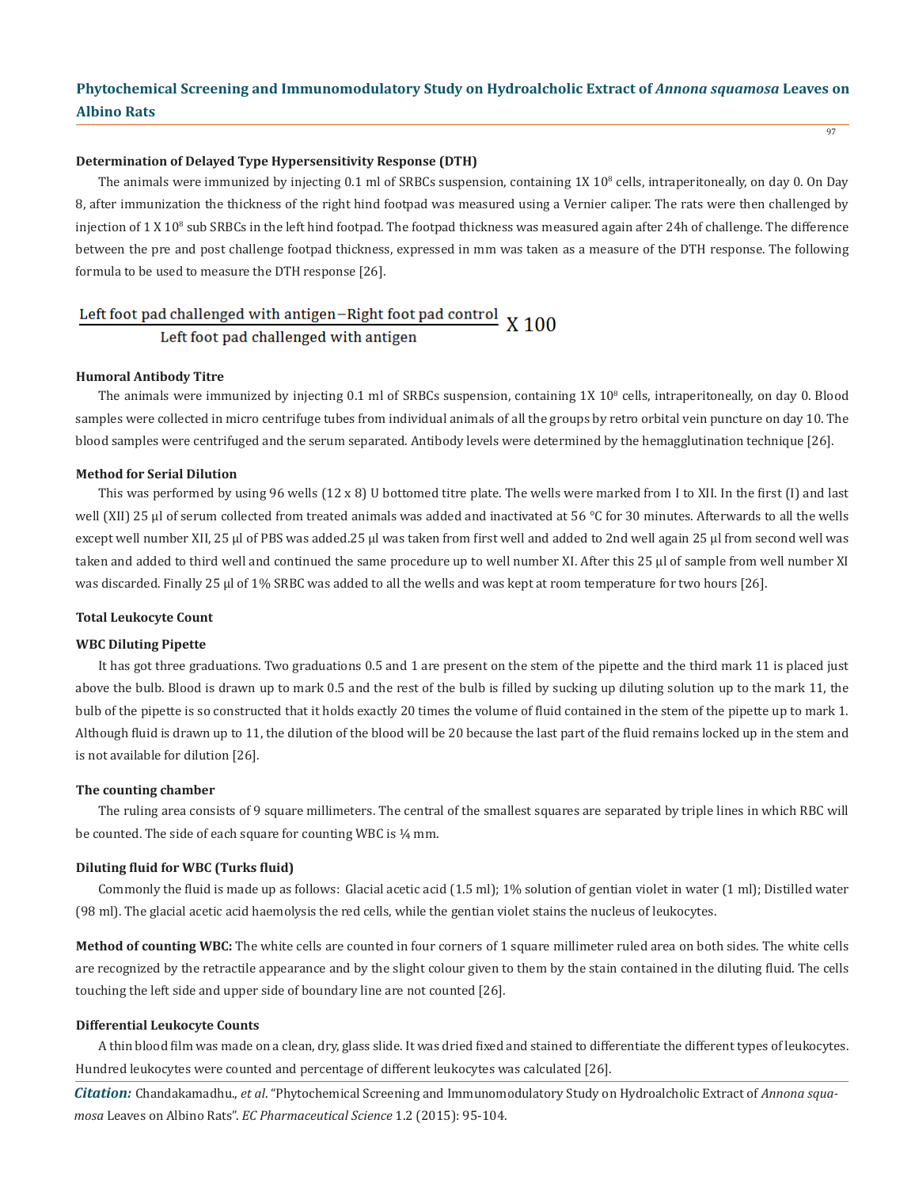**Determination of Delayed Type Hypersensitivity Response (DTH)**

The animals were immunized by injecting 0.1 ml of SRBCs suspension, containing 1X $10^8$ cells, intraperitoneally, on day 0. On Day 8, after immunization the thickness of the right hind footpad was measured using a Vernier caliper. The rats were then challenged by injection of 1 X $10^8$ sub SRBCs in the left hind footpad. The footpad thickness was measured again after 24h of challenge. The difference between the pre and post challenge footpad thickness, expressed in mm was taken as a measure of the DTH response. The following formula to be used to measure the DTH response [26].

$$\frac{\text{Left foot pad challenged with antigen} - \text{Right foot pad control}}{\text{Left foot pad challenged with antigen}} \text{ X } 100$$

**Humoral Antibody Titre**

The animals were immunized by injecting 0.1 ml of SRBCs suspension, containing 1X $10^8$ cells, intraperitoneally, on day 0. Blood samples were collected in micro centrifuge tubes from individual animals of all the groups by retro orbital vein puncture on day 10. The blood samples were centrifuged and the serum separated. Antibody levels were determined by the hemagglutination technique [26].

**Method for Serial Dilution**

This was performed by using 96 wells (12 x 8) U bottomed titre plate. The wells were marked from I to XII. In the first (I) and last well (XII) 25 µl of serum collected from treated animals was added and inactivated at 56 °C for 30 minutes. Afterwards to all the wells except well number XII, 25 µl of PBS was added.25 µl was taken from first well and added to 2nd well again 25 µl from second well was taken and added to third well and continued the same procedure up to well number XI. After this 25 µl of sample from well number XI was discarded. Finally 25 µl of 1% SRBC was added to all the wells and was kept at room temperature for two hours [26].

**Total Leukocyte Count**

**WBC Diluting Pipette**

It has got three graduations. Two graduations 0.5 and 1 are present on the stem of the pipette and the third mark 11 is placed just above the bulb. Blood is drawn up to mark 0.5 and the rest of the bulb is filled by sucking up diluting solution up to the mark 11, the bulb of the pipette is so constructed that it holds exactly 20 times the volume of fluid contained in the stem of the pipette up to mark 1. Although fluid is drawn up to 11, the dilution of the blood will be 20 because the last part of the fluid remains locked up in the stem and is not available for dilution [26].

**The counting chamber**

The ruling area consists of 9 square millimeters. The central of the smallest squares are separated by triple lines in which RBC will be counted. The side of each square for counting WBC is ¼ mm.

**Diluting fluid for WBC (Turks fluid)**

Commonly the fluid is made up as follows: Glacial acetic acid (1.5 ml); 1% solution of gentian violet in water (1 ml); Distilled water (98 ml). The glacial acetic acid haemolysis the red cells, while the gentian violet stains the nucleus of leukocytes.

**Method of counting WBC:** The white cells are counted in four corners of 1 square millimeter ruled area on both sides. The white cells are recognized by the retractile appearance and by the slight colour given to them by the stain contained in the diluting fluid. The cells touching the left side and upper side of boundary line are not counted [26].

**Differential Leukocyte Counts**

A thin blood film was made on a clean, dry, glass slide. It was dried fixed and stained to differentiate the different types of leukocytes. Hundred leukocytes were counted and percentage of different leukocytes was calculated [26].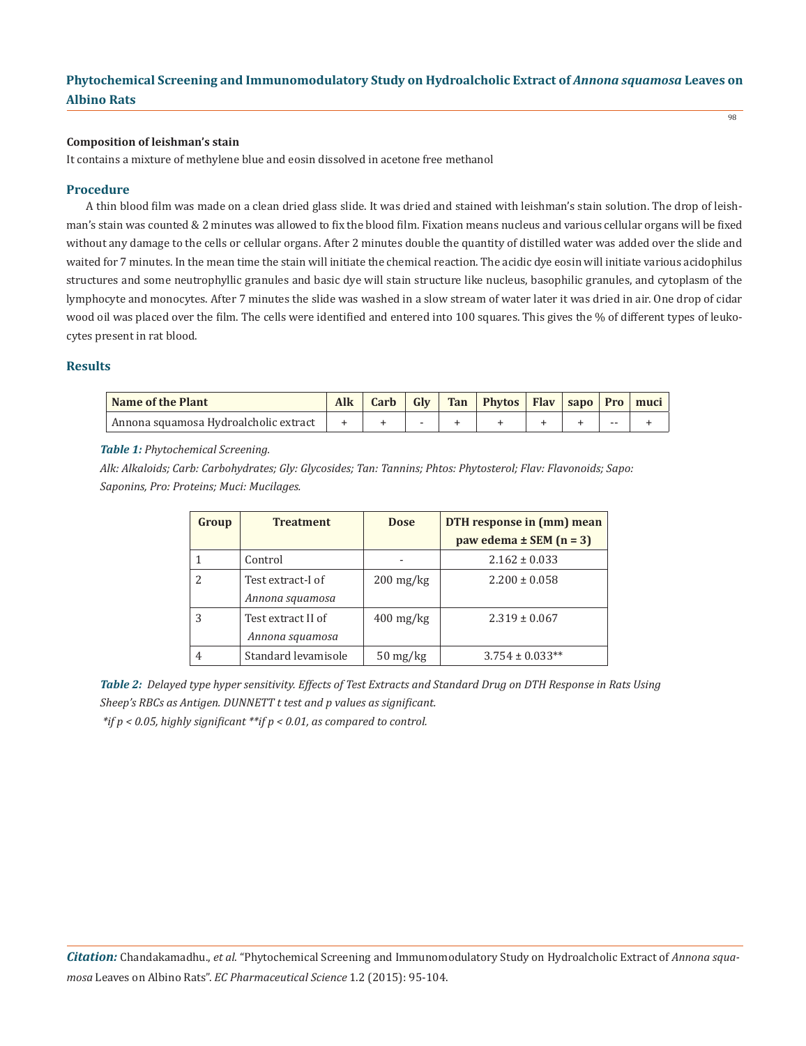**Composition of leishman's stain**

It contains a mixture of methylene blue and eosin dissolved in acetone free methanol

## Procedure

A thin blood film was made on a clean dried glass slide. It was dried and stained with leishman's stain solution. The drop of leishman's stain was counted & 2 minutes was allowed to fix the blood film. Fixation means nucleus and various cellular organs will be fixed without any damage to the cells or cellular organs. After 2 minutes double the quantity of distilled water was added over the slide and waited for 7 minutes. In the mean time the stain will initiate the chemical reaction. The acidic dye eosin will initiate various acidophilus structures and some neutrophyllic granules and basic dye will stain structure like nucleus, basophilic granules, and cytoplasm of the lymphocyte and monocytes. After 7 minutes the slide was washed in a slow stream of water later it was dried in air. One drop of cidar wood oil was placed over the film. The cells were identified and entered into 100 squares. This gives the % of different types of leukocytes present in rat blood.

## Results

| Name of the Plant | Alk | Carb | Gly | Tan | Phytos | Flav | sapo | Pro | muci |
|---|---|---|---|---|---|---|---|---|---|
| Annona squamosa Hydroalcholic extract | + | + | - | + | + | + | + | -- | + |

***Table 1:*** *Phytochemical Screening.*

*Alk: Alkaloids; Carb: Carbohydrates; Gly: Glycosides; Tan: Tannins; Phtos: Phytosterol; Flav: Flavonoids; Sapo: Saponins, Pro: Proteins; Muci: Mucilages.*

| Group | Treatment | Dose | DTH response in (mm) mean paw edema ± SEM (n = 3) |
|---|---|---|---|
| 1 | Control | - | 2.162 ± 0.033 |
| 2 | Test extract-I of *Annona squamosa* | 200 mg/kg | 2.200 ± 0.058 |
| 3 | Test extract II of *Annona squamosa* | 400 mg/kg | 2.319 ± 0.067 |
| 4 | Standard levamisole | 50 mg/kg | 3.754 ± 0.033** |

***Table 2:*** *Delayed type hyper sensitivity. Effects of Test Extracts and Standard Drug on DTH Response in Rats Using Sheep's RBCs as Antigen. DUNNETT t test and p values as significant.*

*\*if $p < 0.05$, highly significant \*\*if $p < 0.01$, as compared to control.*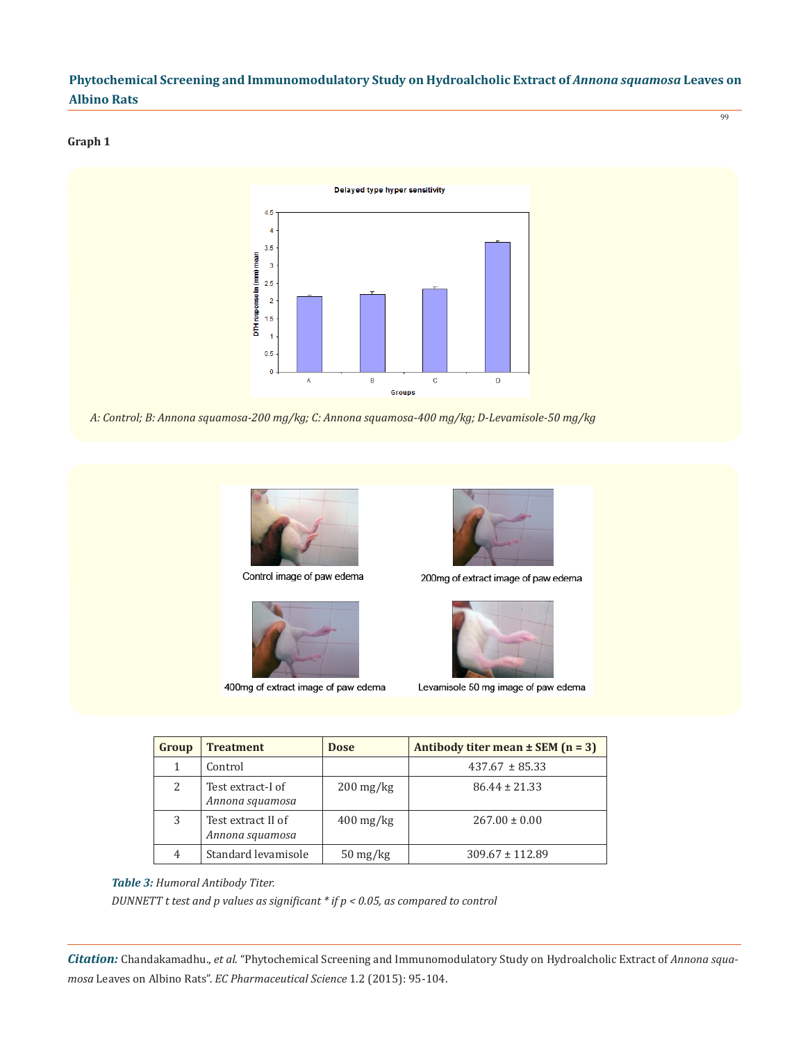**Graph 1**

A: Control; B: Annona squamosa-200 mg/kg; C: Annona squamosa-400 mg/kg; D-Levamisole-50 mg/kg

Control image of paw edema

200mg of extract image of paw edema

400mg of extract image of paw edema

Levamisole 50 mg image of paw edema

| Group | Treatment | Dose | Antibody titer mean ± SEM (n = 3) |
|---|---|---|---|
| 1 | Control | | 437.67 ± 85.33 |
| 2 | Test extract-I of *Annona squamosa* | 200 mg/kg | 86.44 ± 21.33 |
| 3 | Test extract II of *Annona squamosa* | 400 mg/kg | 267.00 ± 0.00 |
| 4 | Standard levamisole | 50 mg/kg | 309.67 ± 112.89 |

***Table 3:*** *Humoral Antibody Titer.*

*DUNNETT t test and p values as significant * if p < 0.05, as compared to control*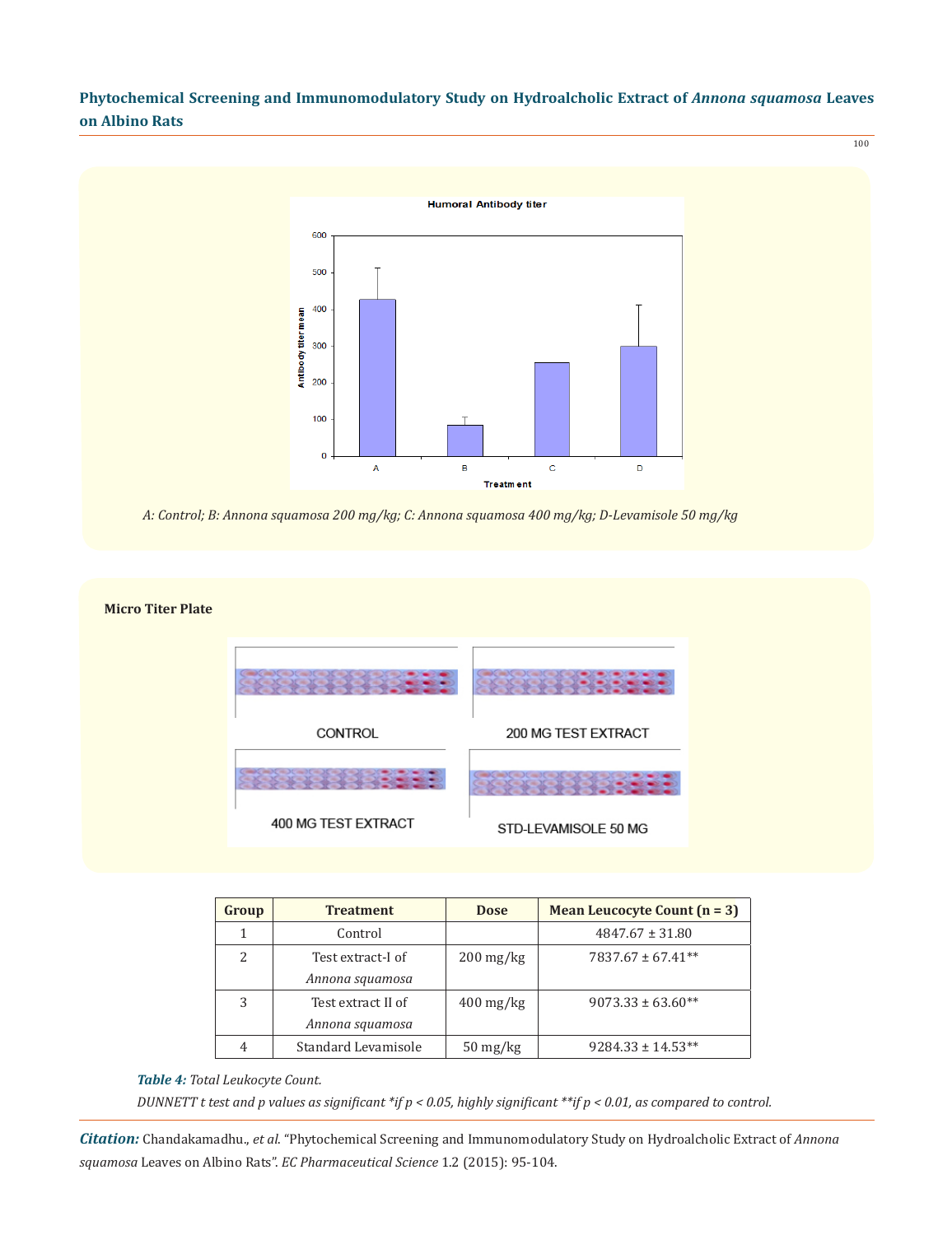Humoral Antibody titer

A: Control; B: Annona squamosa 200 mg/kg; C: Annona squamosa 400 mg/kg; D-Levamisole 50 mg/kg

**Micro Titer Plate**

CONTROL

200 MG TEST EXTRACT

400 MG TEST EXTRACT

STD-LEVAMISOLE 50 MG

| Group | Treatment | Dose | Mean Leucocyte Count (n = 3) |
|---|---|---|---|
| 1 | Control | | 4847.67 ± 31.80 |
| 2 | Test extract-I of *Annona squamosa* | 200 mg/kg | 7837.67 ± 67.41** |
| 3 | Test extract II of *Annona squamosa* | 400 mg/kg | 9073.33 ± 63.60** |
| 4 | Standard Levamisole | 50 mg/kg | 9284.33 ± 14.53** |

***Table 4:*** *Total Leukocyte Count.*

*DUNNETT t test and p values as significant *if $p < 0.05$, highly significant **if $p < 0.01$, as compared to control.*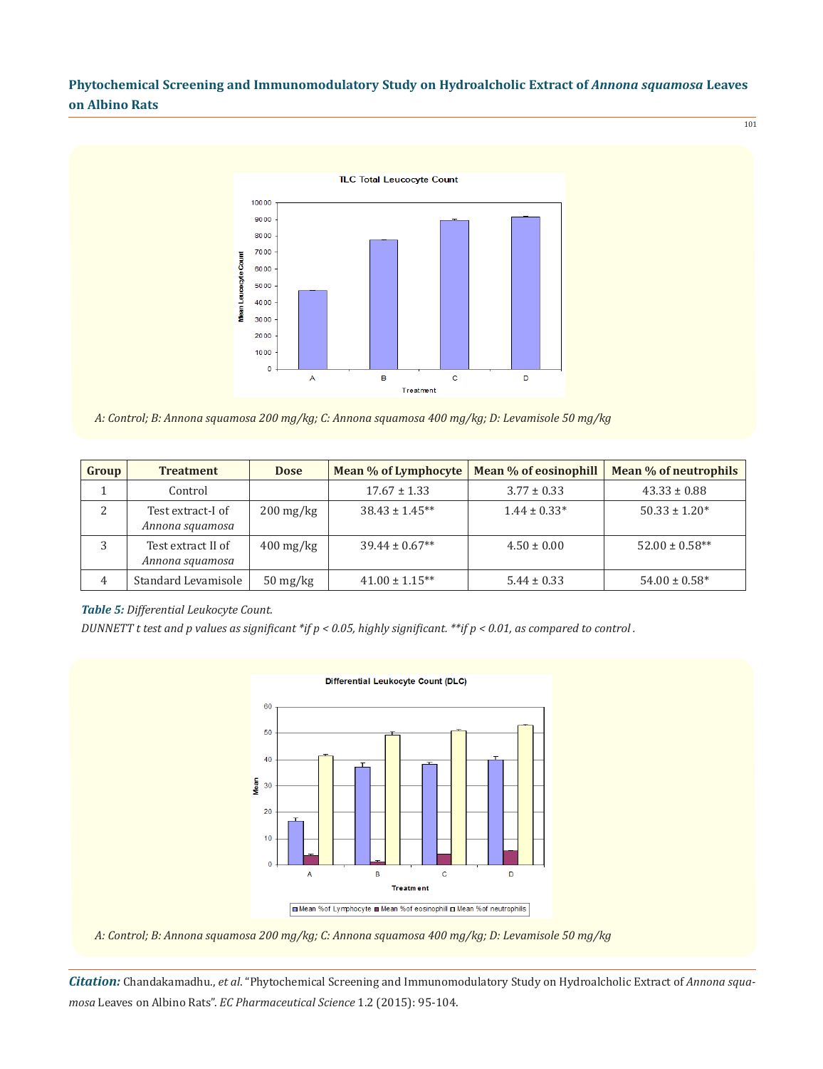A: Control; B: Annona squamosa 200 mg/kg; C: Annona squamosa 400 mg/kg; D: Levamisole 50 mg/kg

| Group | Treatment | Dose | Mean % of Lymphocyte | Mean % of eosinophill | Mean % of neutrophils |
|---|---|---|---|---|---|
| 1 | Control | | 17.67 ± 1.33 | 3.77 ± 0.33 | 43.33 ± 0.88 |
| 2 | Test extract-I of *Annona squamosa* | 200 mg/kg | 38.43 ± 1.45** | 1.44 ± 0.33* | 50.33 ± 1.20* |
| 3 | Test extract II of *Annona squamosa* | 400 mg/kg | 39.44 ± 0.67** | 4.50 ± 0.00 | 52.00 ± 0.58** |
| 4 | Standard Levamisole | 50 mg/kg | 41.00 ± 1.15** | 5.44 ± 0.33 | 54.00 ± 0.58* |

***Table 5:*** *Differential Leukocyte Count.*

*DUNNETT t test and p values as significant *if $p < 0.05$, highly significant. **if $p < 0.01$, as compared to control .*

A: Control; B: Annona squamosa 200 mg/kg; C: Annona squamosa 400 mg/kg; D: Levamisole 50 mg/kg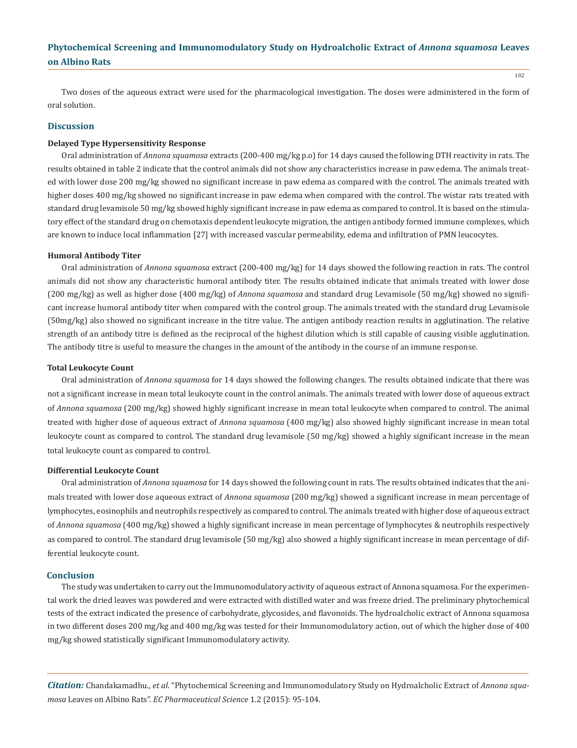Two doses of the aqueous extract were used for the pharmacological investigation. The doses were administered in the form of oral solution.

## Discussion

### Delayed Type Hypersensitivity Response

Oral administration of *Annona squamosa* extracts (200-400 mg/kg p.o) for 14 days caused the following DTH reactivity in rats. The results obtained in table 2 indicate that the control animals did not show any characteristics increase in paw edema. The animals treated with lower dose 200 mg/kg showed no significant increase in paw edema as compared with the control. The animals treated with higher doses 400 mg/kg showed no significant increase in paw edema when compared with the control. The wistar rats treated with standard drug levamisole 50 mg/kg showed highly significant increase in paw edema as compared to control. It is based on the stimulatory effect of the standard drug on chemotaxis dependent leukocyte migration, the antigen antibody formed immune complexes, which are known to induce local inflammation [27] with increased vascular permeability, edema and infiltration of PMN leucocytes.

### Humoral Antibody Titer

Oral administration of *Annona squamosa* extract (200-400 mg/kg) for 14 days showed the following reaction in rats. The control animals did not show any characteristic humoral antibody titer. The results obtained indicate that animals treated with lower dose (200 mg/kg) as well as higher dose (400 mg/kg) of *Annona squamosa* and standard drug Levamisole (50 mg/kg) showed no significant increase humoral antibody titer when compared with the control group. The animals treated with the standard drug Levamisole (50mg/kg) also showed no significant increase in the titre value. The antigen antibody reaction results in agglutination. The relative strength of an antibody titre is defined as the reciprocal of the highest dilution which is still capable of causing visible agglutination. The antibody titre is useful to measure the changes in the amount of the antibody in the course of an immune response.

### Total Leukocyte Count

Oral administration of *Annona squamosa* for 14 days showed the following changes. The results obtained indicate that there was not a significant increase in mean total leukocyte count in the control animals. The animals treated with lower dose of aqueous extract of *Annona squamosa* (200 mg/kg) showed highly significant increase in mean total leukocyte when compared to control. The animal treated with higher dose of aqueous extract of *Annona squamosa* (400 mg/kg) also showed highly significant increase in mean total leukocyte count as compared to control. The standard drug levamisole (50 mg/kg) showed a highly significant increase in the mean total leukocyte count as compared to control.

### Differential Leukocyte Count

Oral administration of *Annona squamosa* for 14 days showed the following count in rats. The results obtained indicates that the animals treated with lower dose aqueous extract of *Annona squamosa* (200 mg/kg) showed a significant increase in mean percentage of lymphocytes, eosinophils and neutrophils respectively as compared to control. The animals treated with higher dose of aqueous extract of *Annona squamosa* (400 mg/kg) showed a highly significant increase in mean percentage of lymphocytes & neutrophils respectively as compared to control. The standard drug levamisole (50 mg/kg) also showed a highly significant increase in mean percentage of differential leukocyte count.

## Conclusion

The study was undertaken to carry out the Immunomodulatory activity of aqueous extract of Annona squamosa. For the experimental work the dried leaves was powdered and were extracted with distilled water and was freeze dried. The preliminary phytochemical tests of the extract indicated the presence of carbohydrate, glycosides, and flavonoids. The hydroalcholic extract of Annona squamosa in two different doses 200 mg/kg and 400 mg/kg was tested for their Immunomodulatory action, out of which the higher dose of 400 mg/kg showed statistically significant Immunomodulatory activity.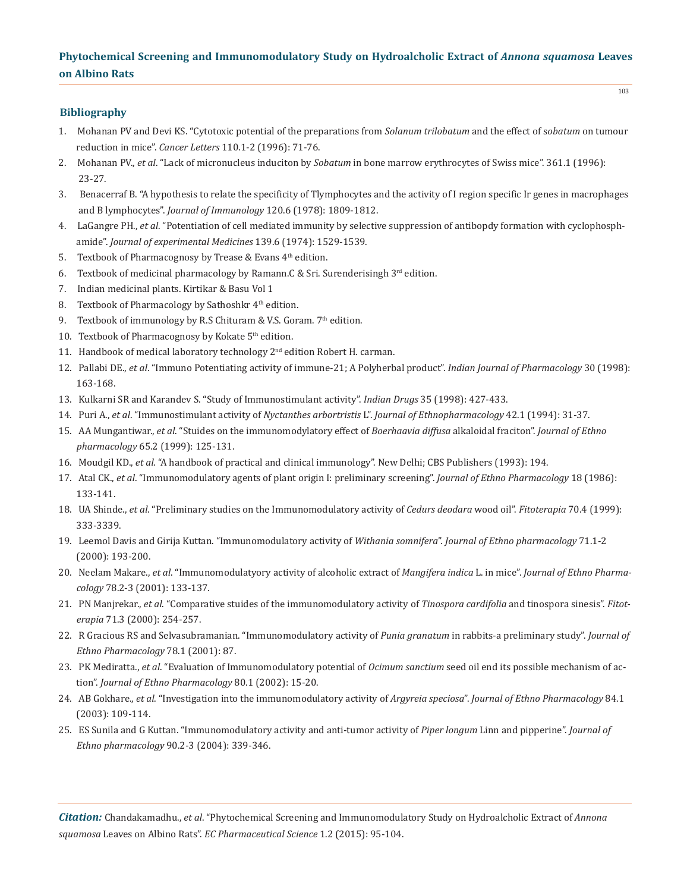## Bibliography

1. Mohanan PV and Devi KS. "Cytotoxic potential of the preparations from *Solanum trilobatum* and the effect of s*obatum* on tumour reduction in mice". *Cancer Letters* 110.1-2 (1996): 71-76.
2. Mohanan PV., *et al*. "Lack of micronucleus induciton by *Sobatum* in bone marrow erythrocytes of Swiss mice". 361.1 (1996): 23-27.
3. Benacerraf B. "A hypothesis to relate the specificity of Tlymphocytes and the activity of I region specific Ir genes in macrophages and B lymphocytes". *Journal of Immunology* 120.6 (1978): 1809-1812.
4. LaGangre PH., *et al*. "Potentiation of cell mediated immunity by selective suppression of antibopdy formation with cyclophosphamide". *Journal of experimental Medicines* 139.6 (1974): 1529-1539.
5. Textbook of Pharmacognosy by Trease & Evans 4th edition.
6. Textbook of medicinal pharmacology by Ramann.C & Sri. Surenderisingh 3rd edition.
7. Indian medicinal plants. Kirtikar & Basu Vol 1
8. Textbook of Pharmacology by Sathoshkr 4th edition.
9. Textbook of immunology by R.S Chituram & V.S. Goram. 7th edition.
10. Textbook of Pharmacognosy by Kokate 5th edition.
11. Handbook of medical laboratory technology 2nd edition Robert H. carman.
12. Pallabi DE., *et al*. "Immuno Potentiating activity of immune-21; A Polyherbal product". *Indian Journal of Pharmacology* 30 (1998): 163-168.
13. Kulkarni SR and Karandev S. "Study of Immunostimulant activity". *Indian Drugs* 35 (1998): 427-433.
14. Puri A., *et al*. "Immunostimulant activity of *Nyctanthes arbortristis* L". *Journal of Ethnopharmacology* 42.1 (1994): 31-37.
15. AA Mungantiwar., *et al*. "Stuides on the immunomodylatory effect of *Boerhaavia diffusa* alkaloidal fraciton". *Journal of Ethno pharmacology* 65.2 (1999): 125-131.
16. Moudgil KD., *et al*. "A handbook of practical and clinical immunology". New Delhi; CBS Publishers (1993): 194.
17. Atal CK., *et al*. "Immunomodulatory agents of plant origin I: preliminary screening". *Journal of Ethno Pharmacology* 18 (1986): 133-141.
18. UA Shinde., *et al*. "Preliminary studies on the Immunomodulatory activity of *Cedurs deodara* wood oil". *Fitoterapia* 70.4 (1999): 333-3339.
19. Leemol Davis and Girija Kuttan. "Immunomodulatory activity of *Withania somnifera*". *Journal of Ethno pharmacology* 71.1-2 (2000): 193-200.
20. Neelam Makare., *et al*. "Immunomodulatyory activity of alcoholic extract of *Mangifera indica* L. in mice". *Journal of Ethno Pharmacology* 78.2-3 (2001): 133-137.
21. PN Manjrekar., *et al*. "Comparative stuides of the immunomodulatory activity of *Tinospora cardifolia* and tinospora sinesis". *Fitoterapia* 71.3 (2000): 254-257.
22. R Gracious RS and Selvasubramanian. "Immunomodulatory activity of *Punia granatum* in rabbits-a preliminary study". *Journal of Ethno Pharmacology* 78.1 (2001): 87.
23. PK Mediratta., *et al*. "Evaluation of Immunomodulatory potential of *Ocimum sanctium* seed oil end its possible mechanism of action". *Journal of Ethno Pharmacology* 80.1 (2002): 15-20.
24. AB Gokhare., *et al*. "Investigation into the immunomodulatory activity of *Argyreia speciosa*". *Journal of Ethno Pharmacology* 84.1 (2003): 109-114.
25. ES Sunila and G Kuttan. "Immunomodulatory activity and anti-tumor activity of *Piper longum* Linn and pipperine". *Journal of Ethno pharmacology* 90.2-3 (2004): 339-346.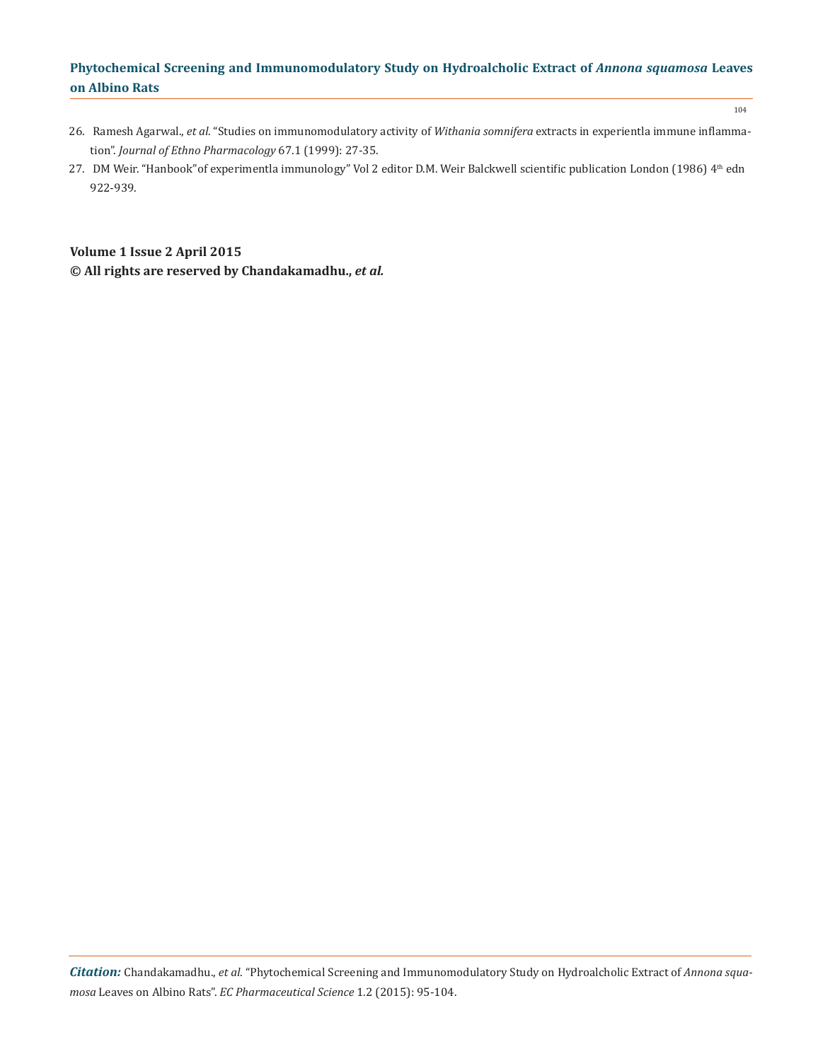26. Ramesh Agarwal., *et al*. "Studies on immunomodulatory activity of *Withania somnifera* extracts in experientla immune inflammation". *Journal of Ethno Pharmacology* 67.1 (1999): 27-35.
27. DM Weir. "Hanbook"of experimentla immunology" Vol 2 editor D.M. Weir Balckwell scientific publication London (1986) 4th edn 922-939.

**Volume 1 Issue 2 April 2015**
**© All rights are reserved by Chandakamadhu., *et al.***